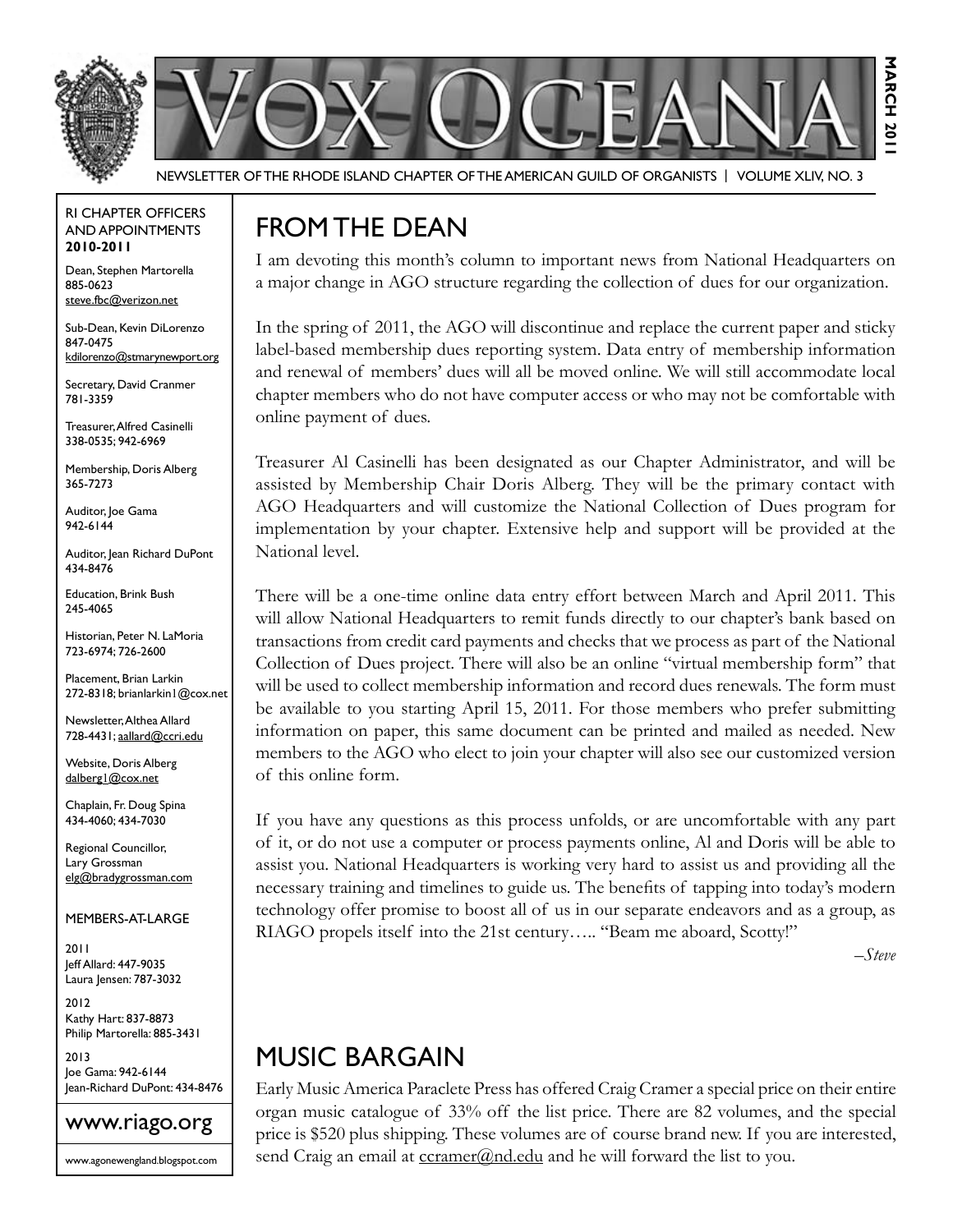# VOX OCEANA

MARCH 2011

NEWSLETTER OF THE RHODE ISLAND CHAPTER OF THE AMERICAN GUILD OF ORGANISTS | VOLUME XLIV, NO. 3

## FROM THE DEAN

I am devoting this month's column to important news from National Headquarters on a major change in AGO structure regarding the collection of dues for our organization.

In the spring of 2011, the AGO will discontinue and replace the current paper and sticky label-based membership dues reporting system. Data entry of membership information and renewal of members' dues will all be moved online. We will still accommodate local chapter members who do not have computer access or who may not be comfortable with online payment of dues.

Treasurer Al Casinelli has been designated as our Chapter Administrator, and will be assisted by Membership Chair Doris Alberg. They will be the primary contact with AGO Headquarters and will customize the National Collection of Dues program for implementation by your chapter. Extensive help and support will be provided at the National level.

There will be a one-time online data entry effort between March and April 2011. This will allow National Headquarters to remit funds directly to our chapter's bank based on transactions from credit card payments and checks that we process as part of the National Collection of Dues project. There will also be an online "virtual membership form" that will be used to collect membership information and record dues renewals. The form must be available to you starting April 15, 2011. For those members who prefer submitting information on paper, this same document can be printed and mailed as needed. New members to the AGO who elect to join your chapter will also see our customized version of this online form.

If you have any questions as this process unfolds, or are uncomfortable with any part of it, or do not use a computer or process payments online, Al and Doris will be able to assist you. National Headquarters is working very hard to assist us and providing all the necessary training and timelines to guide us. The benefits of tapping into today's modern technology offer promise to boost all of us in our separate endeavors and as a group, as RIAGO propels itself into the 21st century….. "Beam me aboard, Scotty!"

*–Steve*

## MUSIC BARGAIN

Early Music America Paraclete Press has offered Craig Cramer a special price on their entire organ music catalogue of 33% off the list price. There are 82 volumes, and the special price is $520 plus shipping. These volumes are of course brand new. If you are interested, send Craig an email at ccramer@nd.edu and he will forward the list to you.

---

RI CHAPTER OFFICERS AND APPOINTMENTS
**2010-2011**

Dean, Stephen Martorella
885-0623
steve.fbc@verizon.net

Sub-Dean, Kevin DiLorenzo
847-0475
kdilorenzo@stmarynewport.org

Secretary, David Cranmer
781-3359

Treasurer, Alfred Casinelli
338-0535; 942-6969

Membership, Doris Alberg
365-7273

Auditor, Joe Gama
942-6144

Auditor, Jean Richard DuPont
434-8476

Education, Brink Bush
245-4065

Historian, Peter N. LaMoria
723-6974; 726-2600

Placement, Brian Larkin
272-8318; brianlarkin1@cox.net

Newsletter, Althea Allard
728-4431; aallard@ccri.edu

Website, Doris Alberg
dalberg1@cox.net

Chaplain, Fr. Doug Spina
434-4060; 434-7030

Regional Councillor,
Lary Grossman
elg@bradygrossman.com

MEMBERS-AT-LARGE

2011
Jeff Allard: 447-9035
Laura Jensen: 787-3032

2012
Kathy Hart: 837-8873
Philip Martorella: 885-3431

2013
Joe Gama: 942-6144
Jean-Richard DuPont: 434-8476

www.riago.org

www.agonewengland.blogspot.com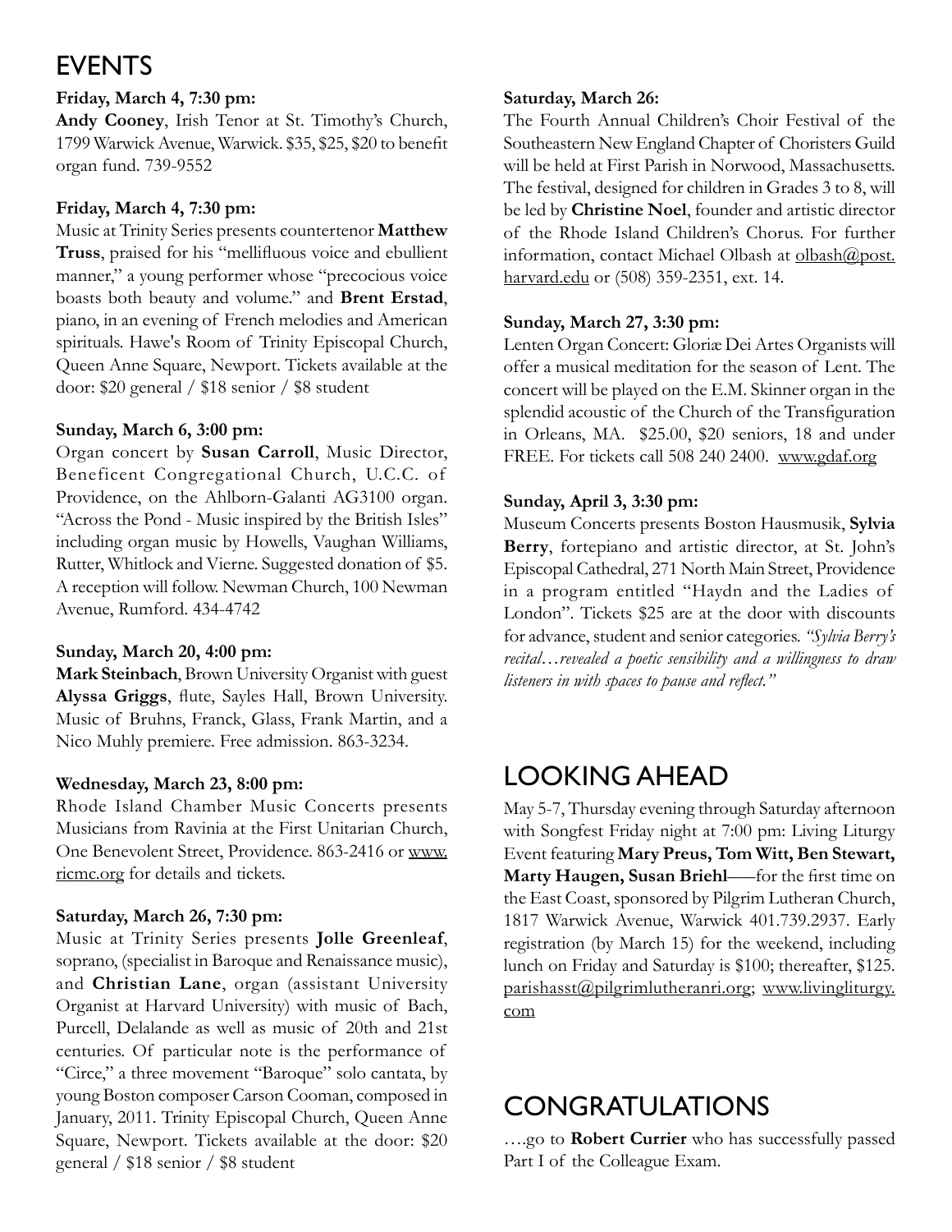## EVENTS

**Friday, March 4, 7:30 pm:**
**Andy Cooney**, Irish Tenor at St. Timothy's Church, 1799 Warwick Avenue, Warwick. $35, $25, $20 to benefit organ fund. 739-9552

**Friday, March 4, 7:30 pm:**
Music at Trinity Series presents countertenor **Matthew Truss**, praised for his "mellifluous voice and ebullient manner," a young performer whose "precocious voice boasts both beauty and volume." and **Brent Erstad**, piano, in an evening of French melodies and American spirituals. Hawe's Room of Trinity Episcopal Church, Queen Anne Square, Newport. Tickets available at the door: $20 general / $18 senior / $8 student

**Sunday, March 6, 3:00 pm:**
Organ concert by **Susan Carroll**, Music Director, Beneficent Congregational Church, U.C.C. of Providence, on the Ahlborn-Galanti AG3100 organ. "Across the Pond - Music inspired by the British Isles" including organ music by Howells, Vaughan Williams, Rutter, Whitlock and Vierne. Suggested donation of $5. A reception will follow. Newman Church, 100 Newman Avenue, Rumford. 434-4742

**Sunday, March 20, 4:00 pm:**
**Mark Steinbach**, Brown University Organist with guest **Alyssa Griggs**, flute, Sayles Hall, Brown University. Music of Bruhns, Franck, Glass, Frank Martin, and a Nico Muhly premiere. Free admission. 863-3234.

**Wednesday, March 23, 8:00 pm:**
Rhode Island Chamber Music Concerts presents Musicians from Ravinia at the First Unitarian Church, One Benevolent Street, Providence. 863-2416 or www.ricmc.org for details and tickets.

**Saturday, March 26, 7:30 pm:**
Music at Trinity Series presents **Jolle Greenleaf**, soprano, (specialist in Baroque and Renaissance music), and **Christian Lane**, organ (assistant University Organist at Harvard University) with music of Bach, Purcell, Delalande as well as music of 20th and 21st centuries. Of particular note is the performance of "Circe," a three movement "Baroque" solo cantata, by young Boston composer Carson Cooman, composed in January, 2011. Trinity Episcopal Church, Queen Anne Square, Newport. Tickets available at the door: $20 general / $18 senior / $8 student

**Saturday, March 26:**
The Fourth Annual Children's Choir Festival of the Southeastern New England Chapter of Choristers Guild will be held at First Parish in Norwood, Massachusetts. The festival, designed for children in Grades 3 to 8, will be led by **Christine Noel**, founder and artistic director of the Rhode Island Children's Chorus. For further information, contact Michael Olbash at olbash@post.harvard.edu or (508) 359-2351, ext. 14.

**Sunday, March 27, 3:30 pm:**
Lenten Organ Concert: Gloriæ Dei Artes Organists will offer a musical meditation for the season of Lent. The concert will be played on the E.M. Skinner organ in the splendid acoustic of the Church of the Transfiguration in Orleans, MA. $25.00, $20 seniors, 18 and under FREE. For tickets call 508 240 2400. www.gdaf.org

**Sunday, April 3, 3:30 pm:**
Museum Concerts presents Boston Hausmusik, **Sylvia Berry**, fortepiano and artistic director, at St. John's Episcopal Cathedral, 271 North Main Street, Providence in a program entitled "Haydn and the Ladies of London". Tickets $25 are at the door with discounts for advance, student and senior categories. *"Sylvia Berry's recital…revealed a poetic sensibility and a willingness to draw listeners in with spaces to pause and reflect."*

## LOOKING AHEAD

May 5-7, Thursday evening through Saturday afternoon with Songfest Friday night at 7:00 pm: Living Liturgy Event featuring **Mary Preus, Tom Witt, Ben Stewart, Marty Haugen, Susan Briehl**—for the first time on the East Coast, sponsored by Pilgrim Lutheran Church, 1817 Warwick Avenue, Warwick 401.739.2937. Early registration (by March 15) for the weekend, including lunch on Friday and Saturday is $100; thereafter, $125. parishasst@pilgrimlutheranri.org; www.livingliturgy.com

## CONGRATULATIONS

….go to **Robert Currier** who has successfully passed Part I of the Colleague Exam.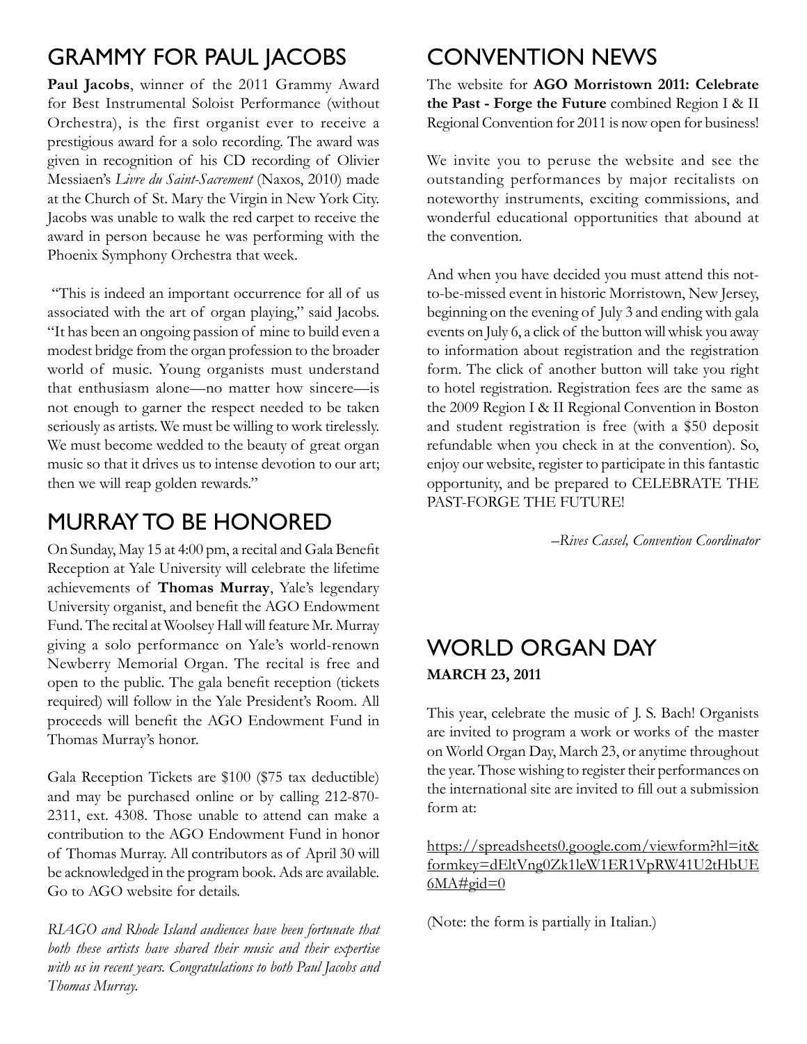## GRAMMY FOR PAUL JACOBS

**Paul Jacobs**, winner of the 2011 Grammy Award for Best Instrumental Soloist Performance (without Orchestra), is the first organist ever to receive a prestigious award for a solo recording. The award was given in recognition of his CD recording of Olivier Messiaen's *Livre du Saint-Sacrement* (Naxos, 2010) made at the Church of St. Mary the Virgin in New York City. Jacobs was unable to walk the red carpet to receive the award in person because he was performing with the Phoenix Symphony Orchestra that week.

"This is indeed an important occurrence for all of us associated with the art of organ playing," said Jacobs. "It has been an ongoing passion of mine to build even a modest bridge from the organ profession to the broader world of music. Young organists must understand that enthusiasm alone—no matter how sincere—is not enough to garner the respect needed to be taken seriously as artists. We must be willing to work tirelessly. We must become wedded to the beauty of great organ music so that it drives us to intense devotion to our art; then we will reap golden rewards."

## MURRAY TO BE HONORED

On Sunday, May 15 at 4:00 pm, a recital and Gala Benefit Reception at Yale University will celebrate the lifetime achievements of **Thomas Murray**, Yale's legendary University organist, and benefit the AGO Endowment Fund. The recital at Woolsey Hall will feature Mr. Murray giving a solo performance on Yale's world-renown Newberry Memorial Organ. The recital is free and open to the public. The gala benefit reception (tickets required) will follow in the Yale President's Room. All proceeds will benefit the AGO Endowment Fund in Thomas Murray's honor.

Gala Reception Tickets are $100 ($75 tax deductible) and may be purchased online or by calling 212-870-2311, ext. 4308. Those unable to attend can make a contribution to the AGO Endowment Fund in honor of Thomas Murray. All contributors as of April 30 will be acknowledged in the program book. Ads are available. Go to AGO website for details.

*RIAGO and Rhode Island audiences have been fortunate that both these artists have shared their music and their expertise with us in recent years. Congratulations to both Paul Jacobs and Thomas Murray.*

## CONVENTION NEWS

The website for **AGO Morristown 2011: Celebrate the Past - Forge the Future** combined Region I & II Regional Convention for 2011 is now open for business!

We invite you to peruse the website and see the outstanding performances by major recitalists on noteworthy instruments, exciting commissions, and wonderful educational opportunities that abound at the convention.

And when you have decided you must attend this not-to-be-missed event in historic Morristown, New Jersey, beginning on the evening of July 3 and ending with gala events on July 6, a click of the button will whisk you away to information about registration and the registration form. The click of another button will take you right to hotel registration. Registration fees are the same as the 2009 Region I & II Regional Convention in Boston and student registration is free (with a $50 deposit refundable when you check in at the convention). So, enjoy our website, register to participate in this fantastic opportunity, and be prepared to CELEBRATE THE PAST-FORGE THE FUTURE!

*–Rives Cassel, Convention Coordinator*

## WORLD ORGAN DAY

**MARCH 23, 2011**

This year, celebrate the music of J. S. Bach! Organists are invited to program a work or works of the master on World Organ Day, March 23, or anytime throughout the year. Those wishing to register their performances on the international site are invited to fill out a submission form at:

https://spreadsheets0.google.com/viewform?hl=it&formkey=dEltVng0Zk1leW1ER1VpRW41U2tHbUE6MA#gid=0

(Note: the form is partially in Italian.)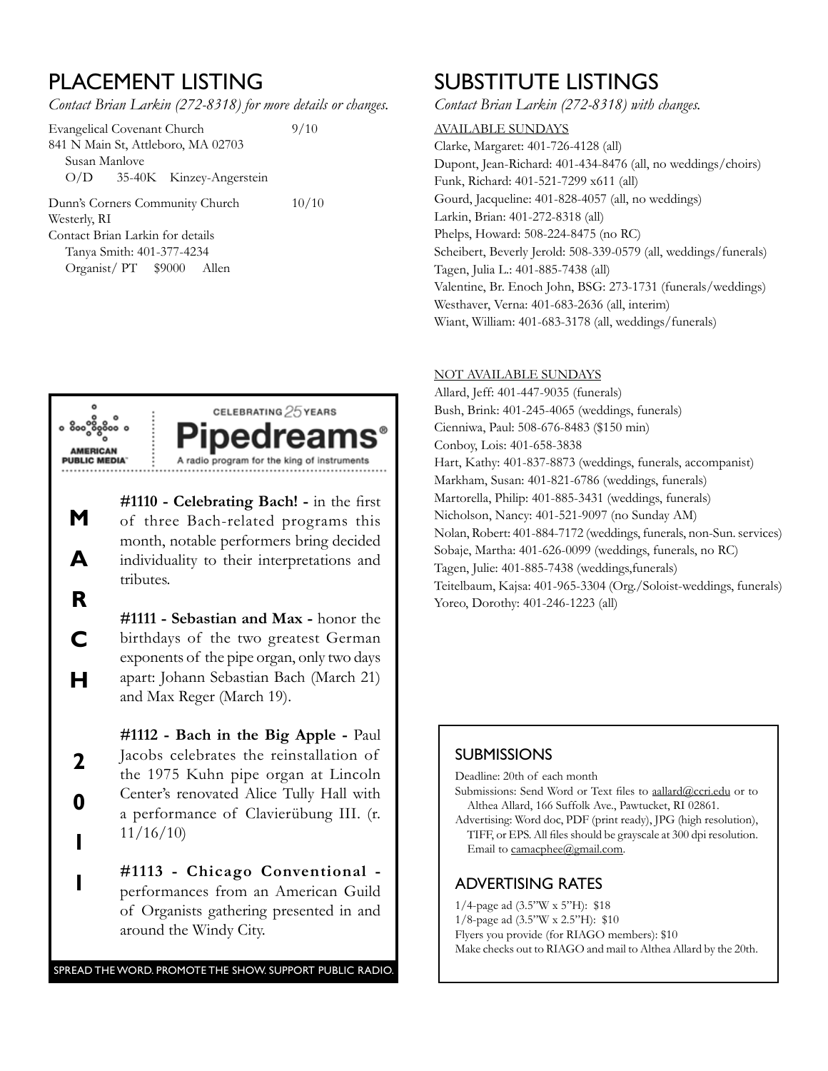## PLACEMENT LISTING

*Contact Brian Larkin (272-8318) for more details or changes.*

Evangelical Covenant Church 9/10
841 N Main St, Attleboro, MA 02703
Susan Manlove
O/D 35-40K Kinzey-Angerstein

Dunn's Corners Community Church 10/10
Westerly, RI
Contact Brian Larkin for details
Tanya Smith: 401-377-4234
Organist/ PT $9000 Allen

## SUBSTITUTE LISTINGS

*Contact Brian Larkin (272-8318) with changes.*

AVAILABLE SUNDAYS

Clarke, Margaret: 401-726-4128 (all)
Dupont, Jean-Richard: 401-434-8476 (all, no weddings/choirs)
Funk, Richard: 401-521-7299 x611 (all)
Gourd, Jacqueline: 401-828-4057 (all, no weddings)
Larkin, Brian: 401-272-8318 (all)
Phelps, Howard: 508-224-8475 (no RC)
Scheibert, Beverly Jerold: 508-339-0579 (all, weddings/funerals)
Tagen, Julia L.: 401-885-7438 (all)
Valentine, Br. Enoch John, BSG: 273-1731 (funerals/weddings)
Westhaver, Verna: 401-683-2636 (all, interim)
Wiant, William: 401-683-3178 (all, weddings/funerals)

NOT AVAILABLE SUNDAYS

Allard, Jeff: 401-447-9035 (funerals)
Bush, Brink: 401-245-4065 (weddings, funerals)
Cienniwa, Paul: 508-676-8483 ($150 min)
Conboy, Lois: 401-658-3838
Hart, Kathy: 401-837-8873 (weddings, funerals, accompanist)
Markham, Susan: 401-821-6786 (weddings, funerals)
Martorella, Philip: 401-885-3431 (weddings, funerals)
Nicholson, Nancy: 401-521-9097 (no Sunday AM)
Nolan, Robert: 401-884-7172 (weddings, funerals, non-Sun. services)
Sobaje, Martha: 401-626-0099 (weddings, funerals, no RC)
Tagen, Julie: 401-885-7438 (weddings,funerals)
Teitelbaum, Kajsa: 401-965-3304 (Org./Soloist-weddings, funerals)
Yoreo, Dorothy: 401-246-1223 (all)

AMERICAN PUBLIC MEDIA

CELEBRATING 25 YEARS

**Pipedreams®**

A radio program for the king of instruments

MARCH 2011

**#1110 - Celebrating Bach! -** in the first of three Bach-related programs this month, notable performers bring decided individuality to their interpretations and tributes.

**#1111 - Sebastian and Max -** honor the birthdays of the two greatest German exponents of the pipe organ, only two days apart: Johann Sebastian Bach (March 21) and Max Reger (March 19).

**#1112 - Bach in the Big Apple -** Paul Jacobs celebrates the reinstallation of the 1975 Kuhn pipe organ at Lincoln Center's renovated Alice Tully Hall with a performance of Clavierübung III. (r. 11/16/10)

**#1113 - Chicago Conventional -** performances from an American Guild of Organists gathering presented in and around the Windy City.

SPREAD THE WORD. PROMOTE THE SHOW. SUPPORT PUBLIC RADIO.

### SUBMISSIONS

Deadline: 20th of each month
Submissions: Send Word or Text files to aallard@ccri.edu or to Althea Allard, 166 Suffolk Ave., Pawtucket, RI 02861.
Advertising: Word doc, PDF (print ready), JPG (high resolution), TIFF, or EPS. All files should be grayscale at 300 dpi resolution. Email to camacphee@gmail.com.

### ADVERTISING RATES

1/4-page ad (3.5"W x 5"H): $18
1/8-page ad (3.5"W x 2.5"H): $10
Flyers you provide (for RIAGO members): $10
Make checks out to RIAGO and mail to Althea Allard by the 20th.